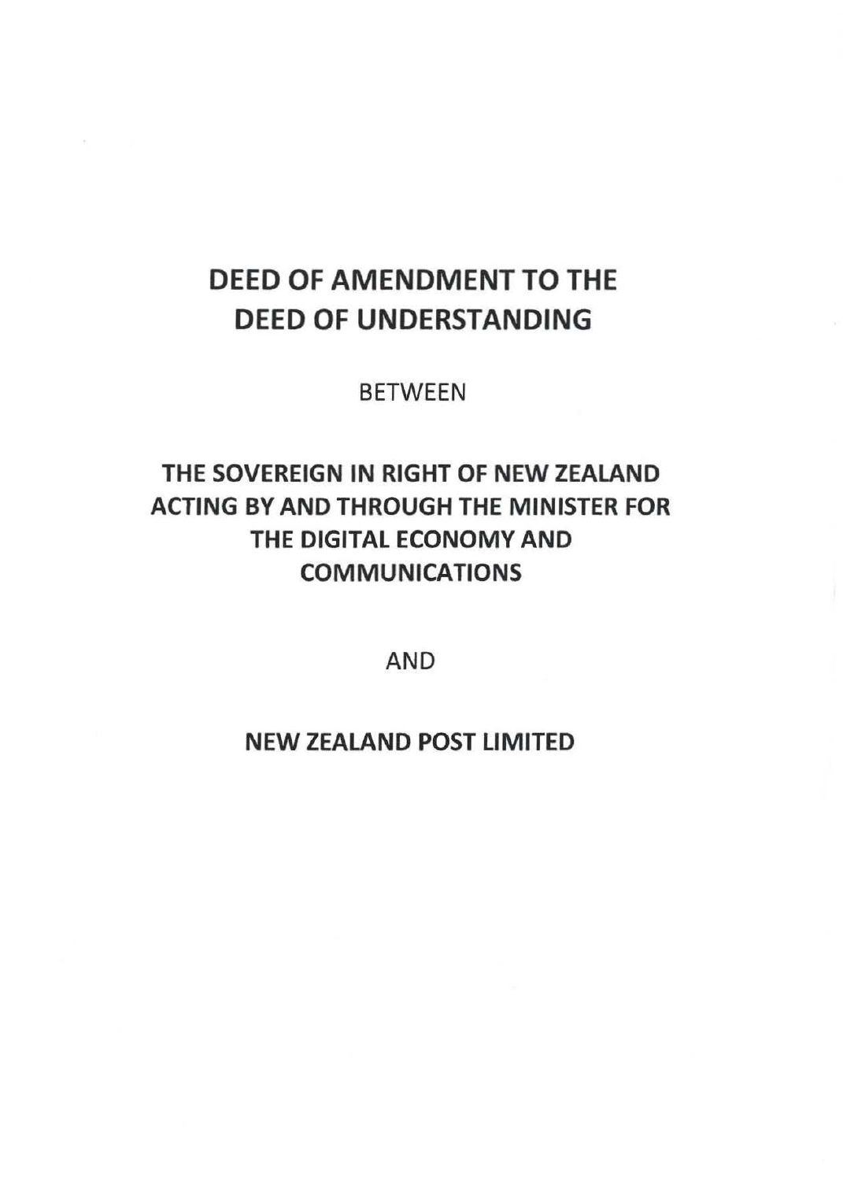# DEED OF AMENDMENT TO THE DEED OF UNDERSTANDING

BETWEEN

**THE SOVEREIGN IN RIGHT OF NEW ZEALAND ACTING BY AND THROUGH THE MINISTER FOR THE DIGITAL ECONOMY AND COMMUNICATIONS**

AND

**NEW ZEALAND POST LIMITED**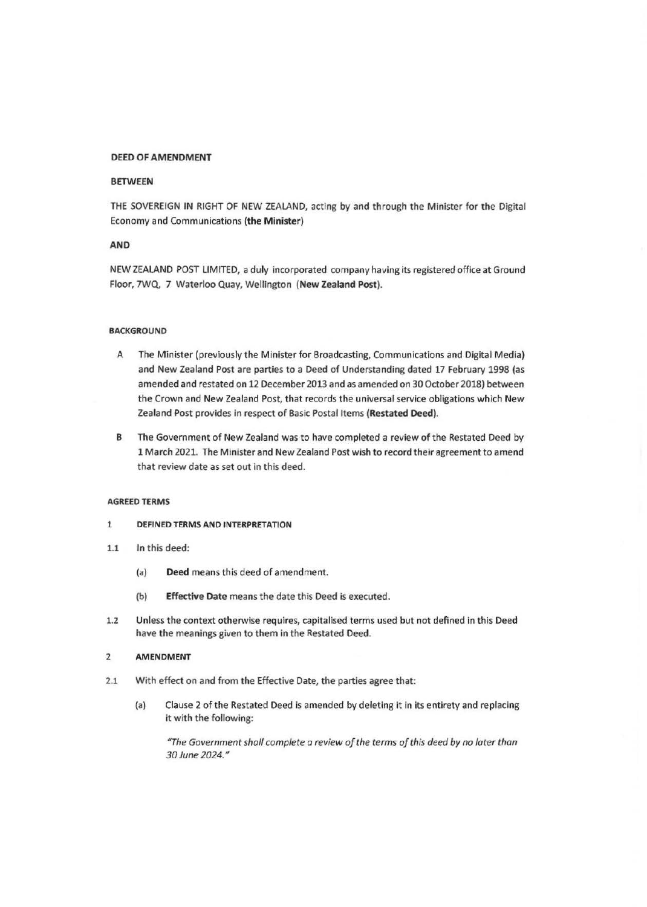**DEED OF AMENDMENT**

**BETWEEN**

THE SOVEREIGN IN RIGHT OF NEW ZEALAND, acting by and through the Minister for the Digital Economy and Communications (**the Minister**)

**AND**

NEW ZEALAND POST LIMITED, a duly incorporated company having its registered office at Ground Floor, 7WQ, 7 Waterloo Quay, Wellington (**New Zealand Post**).

**BACKGROUND**

A The Minister (previously the Minister for Broadcasting, Communications and Digital Media) and New Zealand Post are parties to a Deed of Understanding dated 17 February 1998 (as amended and restated on 12 December 2013 and as amended on 30 October 2018) between the Crown and New Zealand Post, that records the universal service obligations which New Zealand Post provides in respect of Basic Postal Items (**Restated Deed**).

B The Government of New Zealand was to have completed a review of the Restated Deed by 1 March 2021. The Minister and New Zealand Post wish to record their agreement to amend that review date as set out in this deed.

**AGREED TERMS**

1 **DEFINED TERMS AND INTERPRETATION**

1.1 In this deed:

(a) **Deed** means this deed of amendment.

(b) **Effective Date** means the date this Deed is executed.

1.2 Unless the context otherwise requires, capitalised terms used but not defined in this Deed have the meanings given to them in the Restated Deed.

2 **AMENDMENT**

2.1 With effect on and from the Effective Date, the parties agree that:

(a) Clause 2 of the Restated Deed is amended by deleting it in its entirety and replacing it with the following:

*"The Government shall complete a review of the terms of this deed by no later than 30 June 2024."*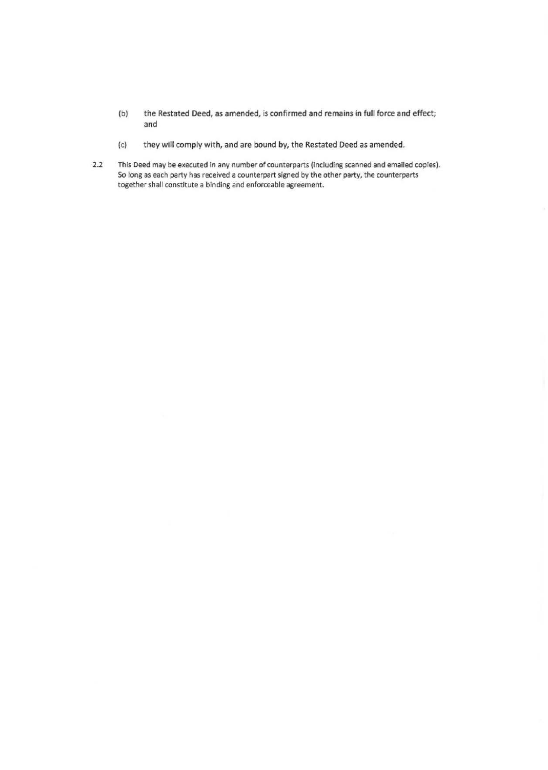(b) the Restated Deed, as amended, is confirmed and remains in full force and effect; and

(c) they will comply with, and are bound by, the Restated Deed as amended.

2.2 This Deed may be executed in any number of counterparts (including scanned and emailed copies). So long as each party has received a counterpart signed by the other party, the counterparts together shall constitute a binding and enforceable agreement.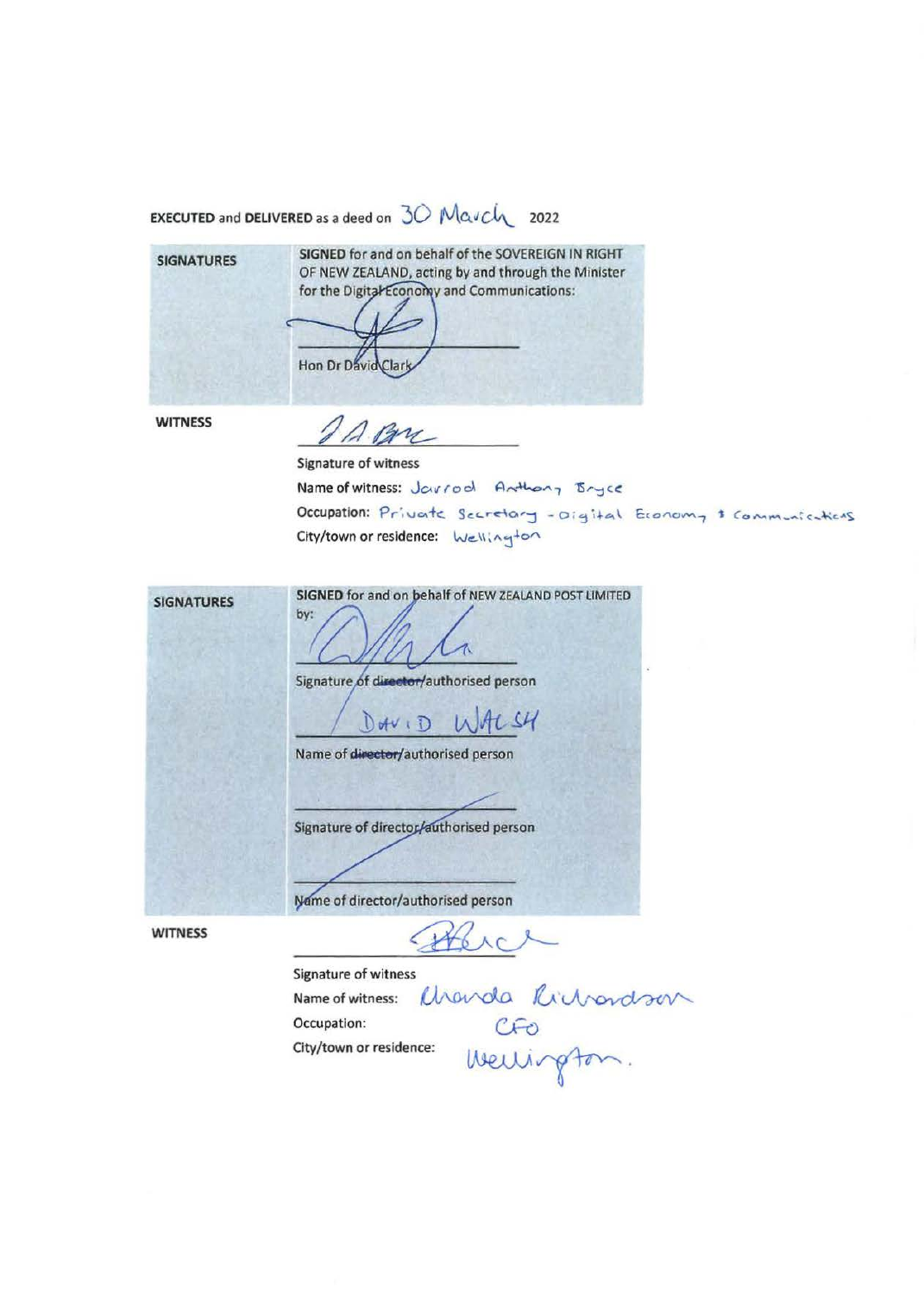**EXECUTED** and **DELIVERED** as a deed on 30 March 2022

| | |
|---|---|
| **SIGNATURES** | **SIGNED** for and on behalf of the SOVEREIGN IN RIGHT OF NEW ZEALAND, acting by and through the Minister for the Digital Economy and Communications:<br><br>Hon Dr David Clark |

**WITNESS**

Signature of witness

Name of witness: Jarrod Anthony Bryce

Occupation: Private Secretary - Digital Economy & Communications

City/town or residence: Wellington

| | |
|---|---|
| **SIGNATURES** | **SIGNED** for and on behalf of NEW ZEALAND POST LIMITED by:<br><br>Signature of ~~director~~/authorised person<br><br>DAVID WALSH<br><br>Name of ~~director~~/authorised person<br><br>Signature of director/authorised person<br><br>Name of director/authorised person |

**WITNESS**

Signature of witness

Name of witness: Rhonda Richardson

Occupation: CFO

City/town or residence: Wellington.